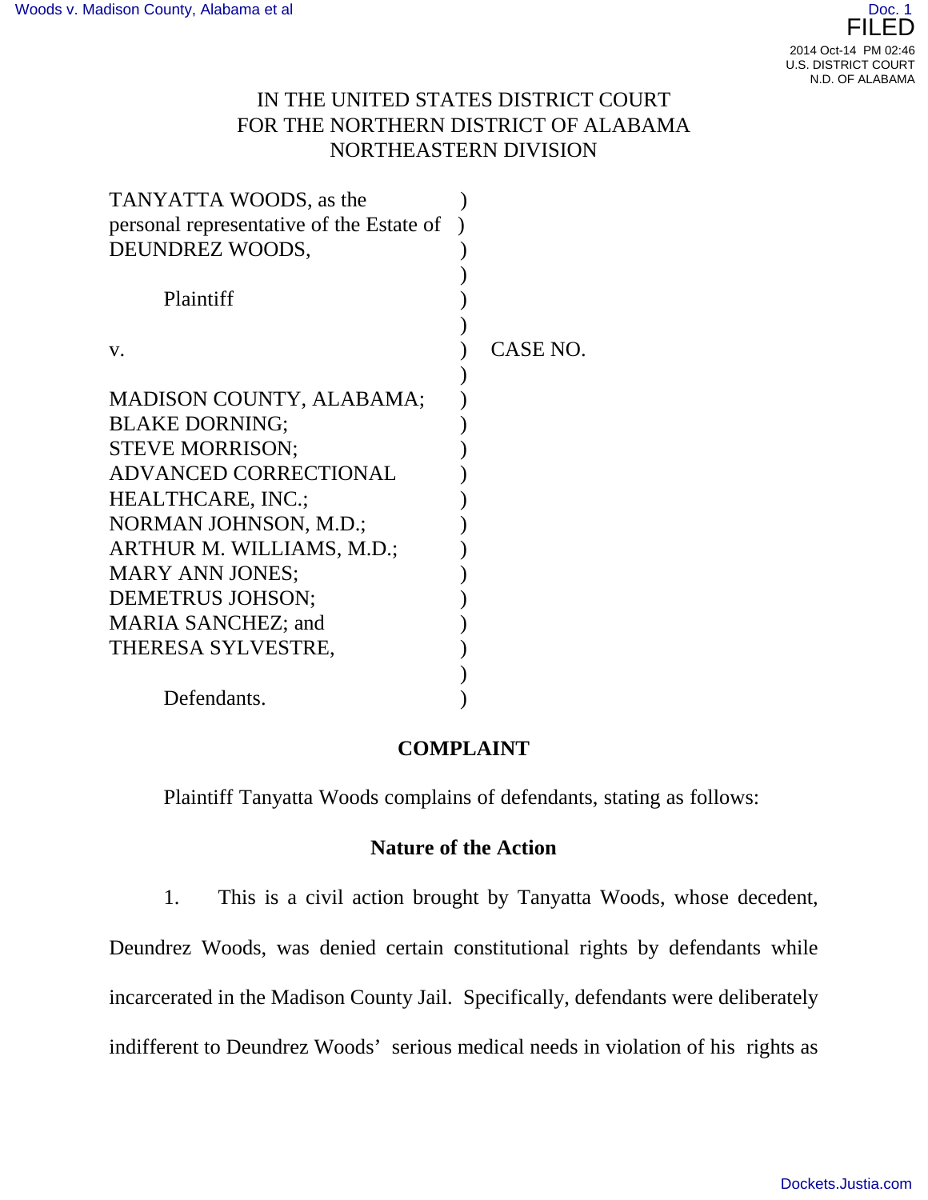IN THE UNITED STATES DISTRICT COURT
FOR THE NORTHERN DISTRICT OF ALABAMA
NORTHEASTERN DIVISION

| | | |
|---|---|---|
| TANYATTA WOODS, as the personal representative of the Estate of DEUNDREZ WOODS, | ) | |
| Plaintiff | ) | |
| v. | ) | CASE NO. |
| MADISON COUNTY, ALABAMA; BLAKE DORNING; STEVE MORRISON; ADVANCED CORRECTIONAL HEALTHCARE, INC.; NORMAN JOHNSON, M.D.; ARTHUR M. WILLIAMS, M.D.; MARY ANN JONES; DEMETRUS JOHSON; MARIA SANCHEZ; and THERESA SYLVESTRE, | ) | |
| Defendants. | ) | |

## COMPLAINT

Plaintiff Tanyatta Woods complains of defendants, stating as follows:

### Nature of the Action

1. This is a civil action brought by Tanyatta Woods, whose decedent, Deundrez Woods, was denied certain constitutional rights by defendants while incarcerated in the Madison County Jail. Specifically, defendants were deliberately indifferent to Deundrez Woods' serious medical needs in violation of his rights as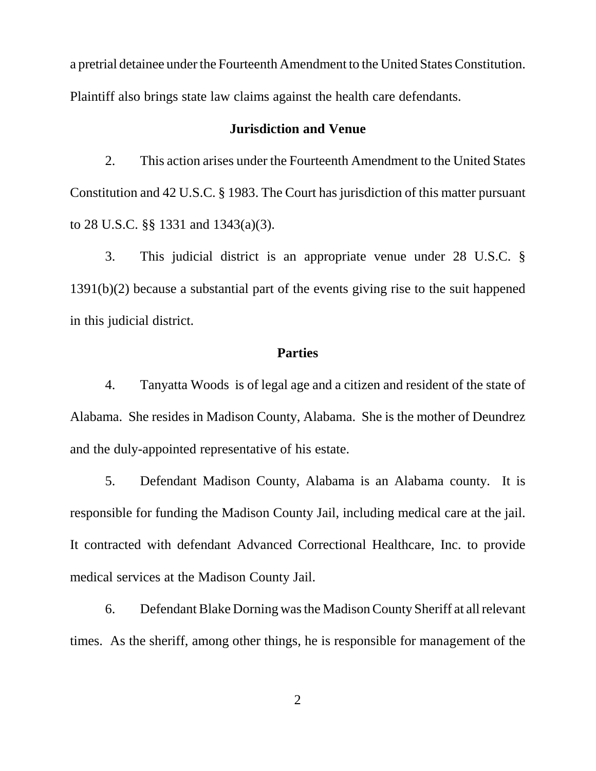a pretrial detainee under the Fourteenth Amendment to the United States Constitution. Plaintiff also brings state law claims against the health care defendants.

## Jurisdiction and Venue

2. This action arises under the Fourteenth Amendment to the United States Constitution and 42 U.S.C. § 1983. The Court has jurisdiction of this matter pursuant to 28 U.S.C. §§ 1331 and 1343(a)(3).

3. This judicial district is an appropriate venue under 28 U.S.C. § 1391(b)(2) because a substantial part of the events giving rise to the suit happened in this judicial district.

## Parties

4. Tanyatta Woods is of legal age and a citizen and resident of the state of Alabama. She resides in Madison County, Alabama. She is the mother of Deundrez and the duly-appointed representative of his estate.

5. Defendant Madison County, Alabama is an Alabama county. It is responsible for funding the Madison County Jail, including medical care at the jail. It contracted with defendant Advanced Correctional Healthcare, Inc. to provide medical services at the Madison County Jail.

6. Defendant Blake Dorning was the Madison County Sheriff at all relevant times. As the sheriff, among other things, he is responsible for management of the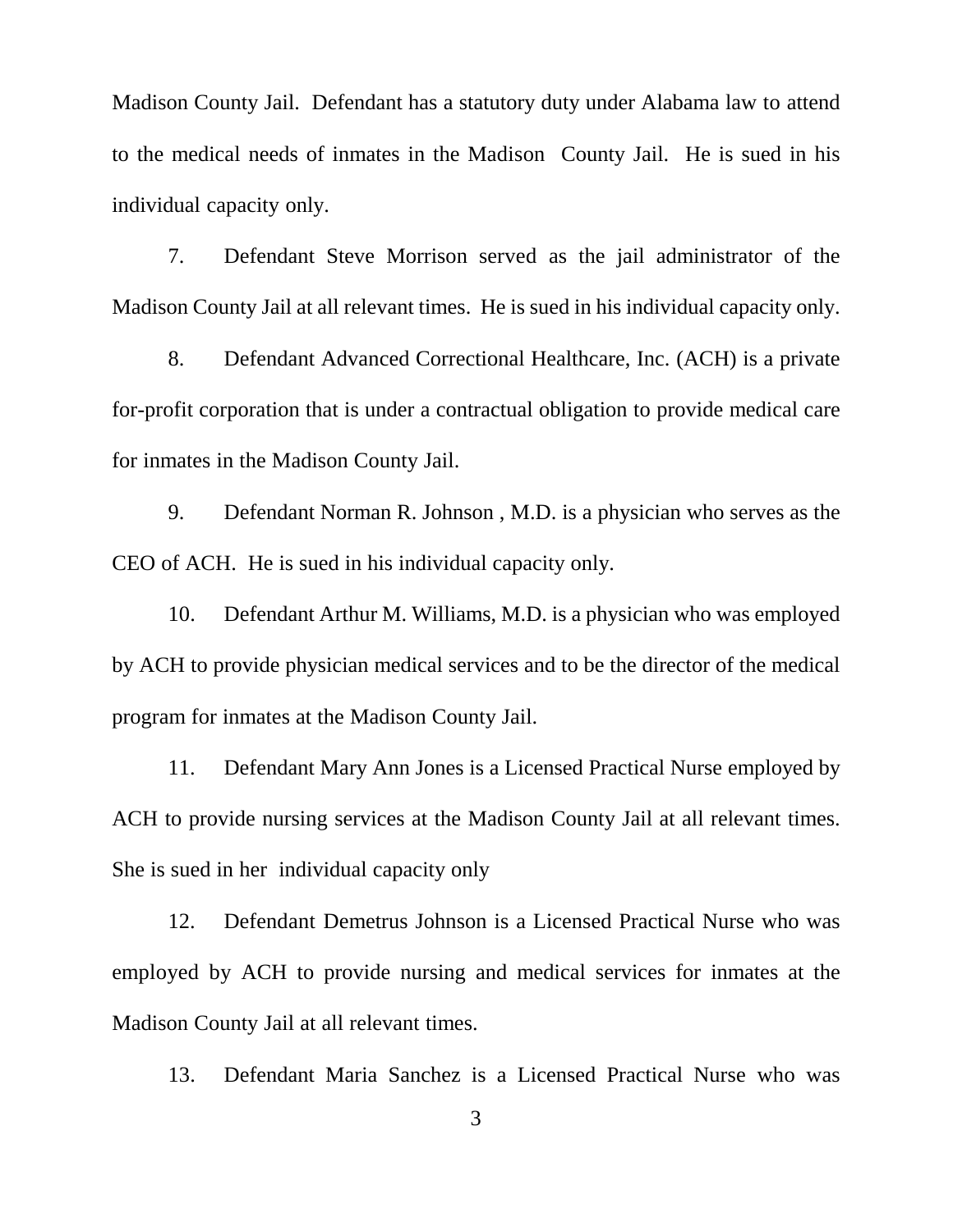Madison County Jail. Defendant has a statutory duty under Alabama law to attend to the medical needs of inmates in the Madison County Jail. He is sued in his individual capacity only.

7. Defendant Steve Morrison served as the jail administrator of the Madison County Jail at all relevant times. He is sued in his individual capacity only.

8. Defendant Advanced Correctional Healthcare, Inc. (ACH) is a private for-profit corporation that is under a contractual obligation to provide medical care for inmates in the Madison County Jail.

9. Defendant Norman R. Johnson , M.D. is a physician who serves as the CEO of ACH. He is sued in his individual capacity only.

10. Defendant Arthur M. Williams, M.D. is a physician who was employed by ACH to provide physician medical services and to be the director of the medical program for inmates at the Madison County Jail.

11. Defendant Mary Ann Jones is a Licensed Practical Nurse employed by ACH to provide nursing services at the Madison County Jail at all relevant times. She is sued in her individual capacity only

12. Defendant Demetrus Johnson is a Licensed Practical Nurse who was employed by ACH to provide nursing and medical services for inmates at the Madison County Jail at all relevant times.

13. Defendant Maria Sanchez is a Licensed Practical Nurse who was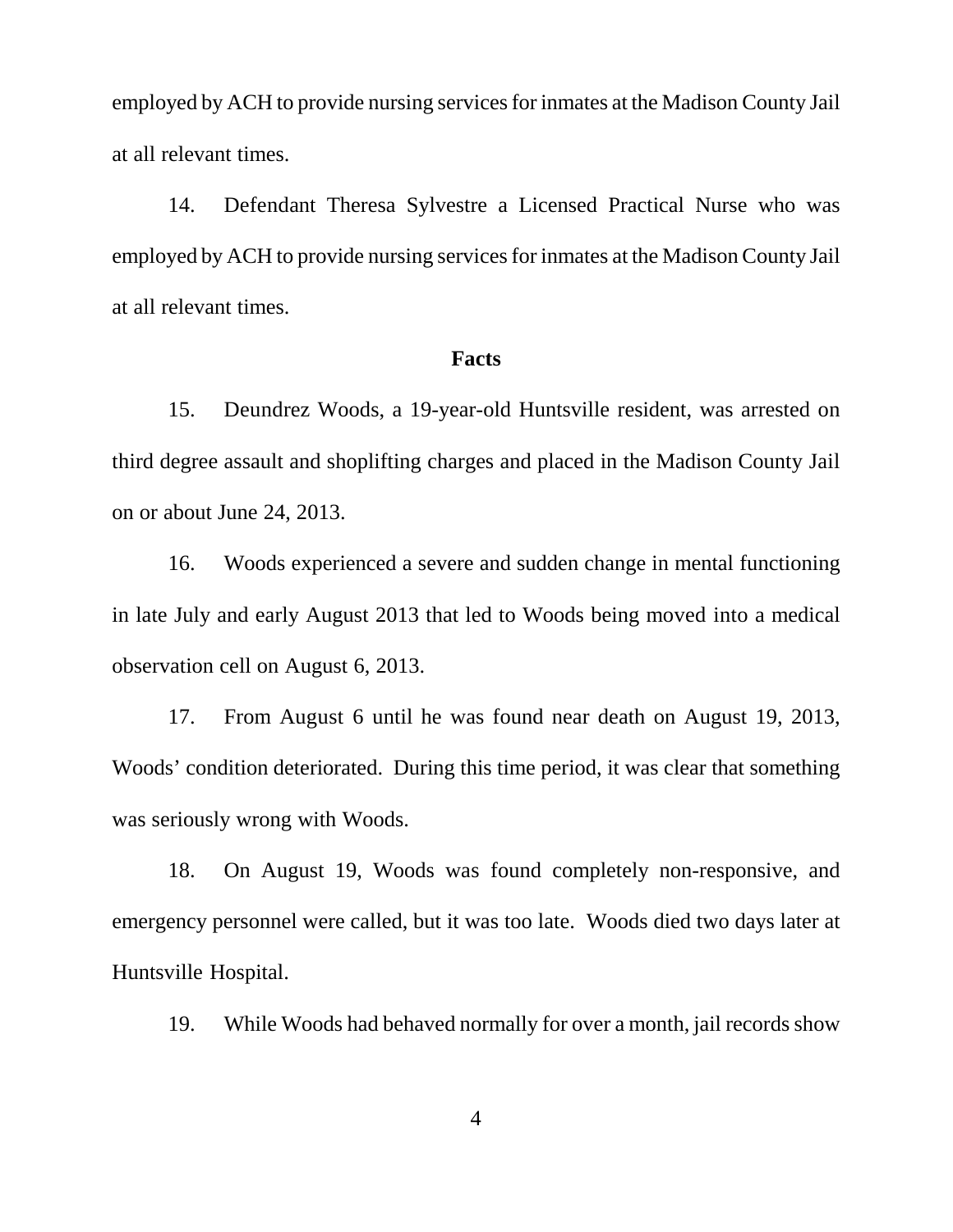employed by ACH to provide nursing services for inmates at the Madison County Jail at all relevant times.

14. Defendant Theresa Sylvestre a Licensed Practical Nurse who was employed by ACH to provide nursing services for inmates at the Madison County Jail at all relevant times.

**Facts**

15. Deundrez Woods, a 19-year-old Huntsville resident, was arrested on third degree assault and shoplifting charges and placed in the Madison County Jail on or about June 24, 2013.

16. Woods experienced a severe and sudden change in mental functioning in late July and early August 2013 that led to Woods being moved into a medical observation cell on August 6, 2013.

17. From August 6 until he was found near death on August 19, 2013, Woods' condition deteriorated. During this time period, it was clear that something was seriously wrong with Woods.

18. On August 19, Woods was found completely non-responsive, and emergency personnel were called, but it was too late. Woods died two days later at Huntsville Hospital.

19. While Woods had behaved normally for over a month, jail records show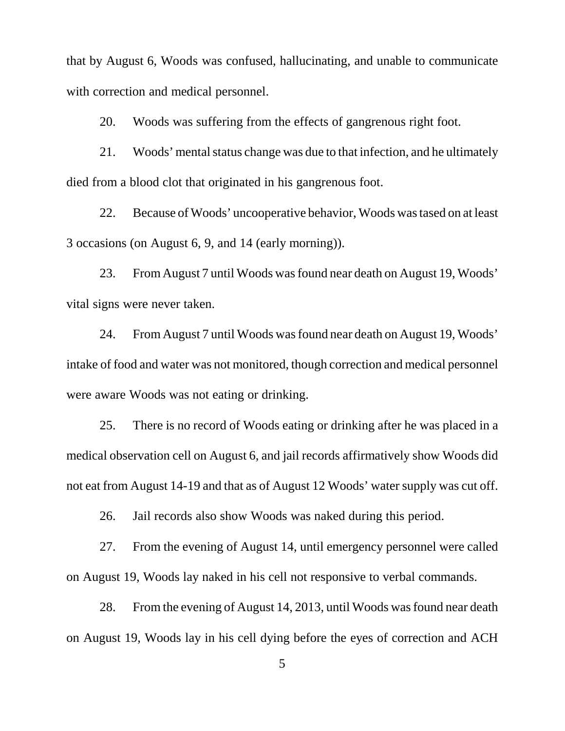that by August 6, Woods was confused, hallucinating, and unable to communicate with correction and medical personnel.

20. Woods was suffering from the effects of gangrenous right foot.

21. Woods' mental status change was due to that infection, and he ultimately died from a blood clot that originated in his gangrenous foot.

22. Because of Woods' uncooperative behavior, Woods was tased on at least 3 occasions (on August 6, 9, and 14 (early morning)).

23. From August 7 until Woods was found near death on August 19, Woods' vital signs were never taken.

24. From August 7 until Woods was found near death on August 19, Woods' intake of food and water was not monitored, though correction and medical personnel were aware Woods was not eating or drinking.

25. There is no record of Woods eating or drinking after he was placed in a medical observation cell on August 6, and jail records affirmatively show Woods did not eat from August 14-19 and that as of August 12 Woods' water supply was cut off.

26. Jail records also show Woods was naked during this period.

27. From the evening of August 14, until emergency personnel were called on August 19, Woods lay naked in his cell not responsive to verbal commands.

28. From the evening of August 14, 2013, until Woods was found near death on August 19, Woods lay in his cell dying before the eyes of correction and ACH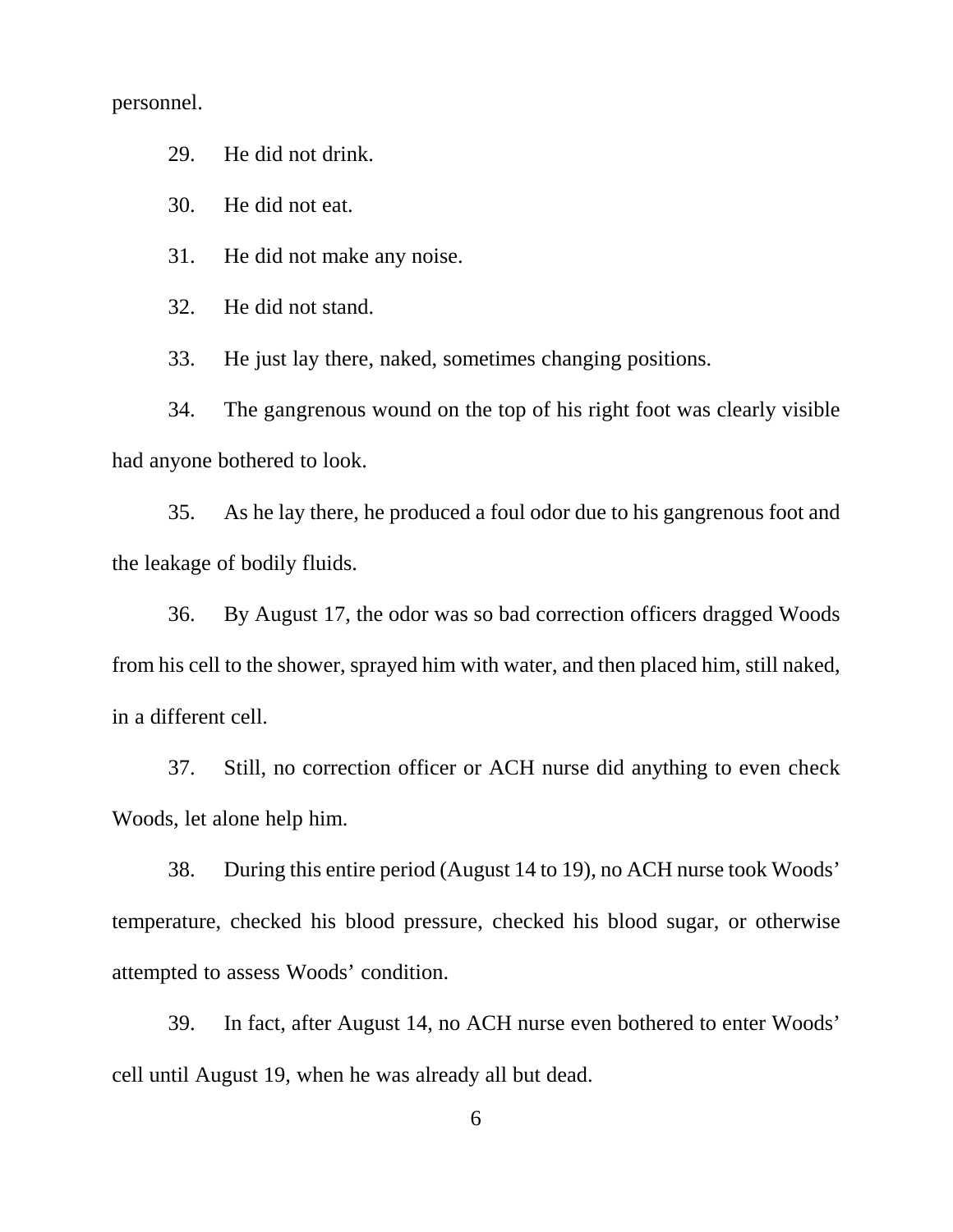personnel.

29. He did not drink.

30. He did not eat.

31. He did not make any noise.

32. He did not stand.

33. He just lay there, naked, sometimes changing positions.

34. The gangrenous wound on the top of his right foot was clearly visible had anyone bothered to look.

35. As he lay there, he produced a foul odor due to his gangrenous foot and the leakage of bodily fluids.

36. By August 17, the odor was so bad correction officers dragged Woods from his cell to the shower, sprayed him with water, and then placed him, still naked, in a different cell.

37. Still, no correction officer or ACH nurse did anything to even check Woods, let alone help him.

38. During this entire period (August 14 to 19), no ACH nurse took Woods' temperature, checked his blood pressure, checked his blood sugar, or otherwise attempted to assess Woods' condition.

39. In fact, after August 14, no ACH nurse even bothered to enter Woods' cell until August 19, when he was already all but dead.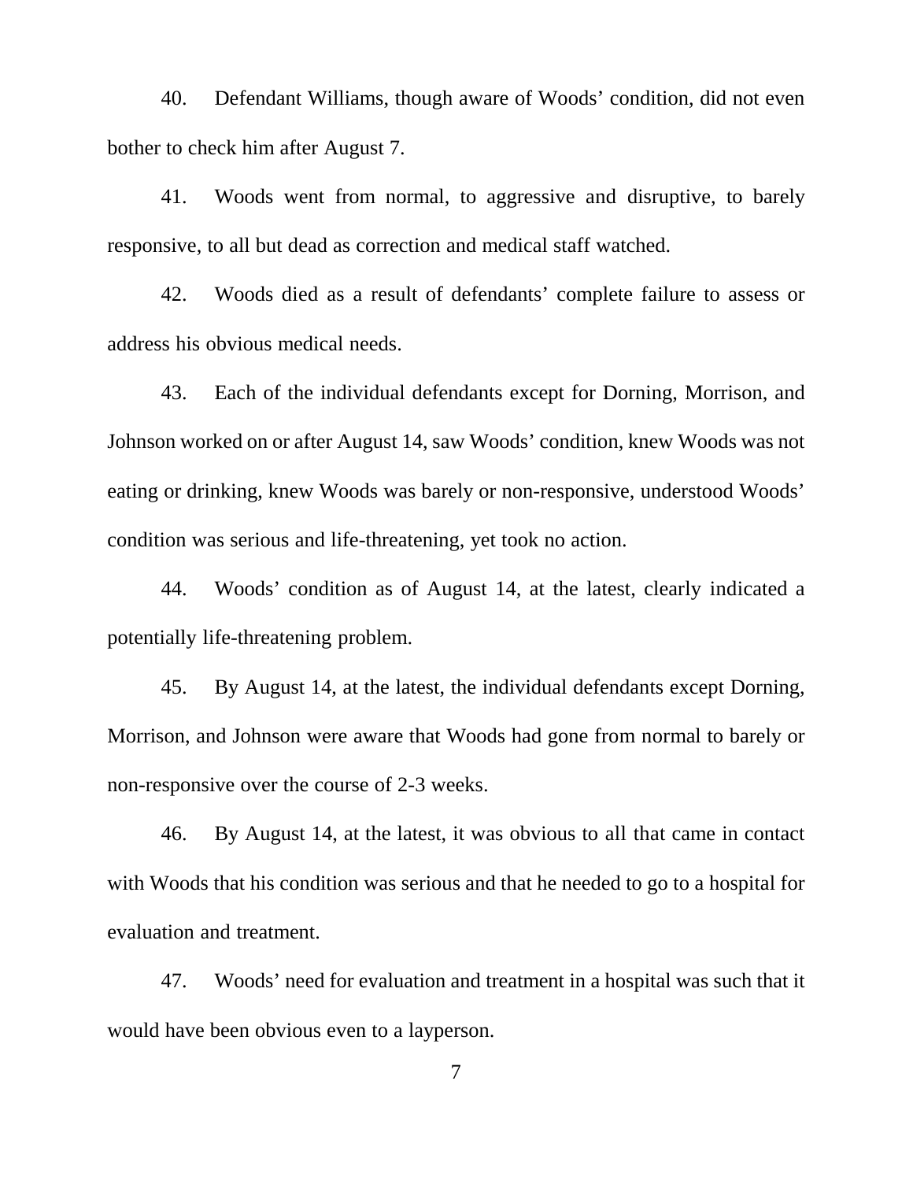40. Defendant Williams, though aware of Woods' condition, did not even bother to check him after August 7.

41. Woods went from normal, to aggressive and disruptive, to barely responsive, to all but dead as correction and medical staff watched.

42. Woods died as a result of defendants' complete failure to assess or address his obvious medical needs.

43. Each of the individual defendants except for Dorning, Morrison, and Johnson worked on or after August 14, saw Woods' condition, knew Woods was not eating or drinking, knew Woods was barely or non-responsive, understood Woods' condition was serious and life-threatening, yet took no action.

44. Woods' condition as of August 14, at the latest, clearly indicated a potentially life-threatening problem.

45. By August 14, at the latest, the individual defendants except Dorning, Morrison, and Johnson were aware that Woods had gone from normal to barely or non-responsive over the course of 2-3 weeks.

46. By August 14, at the latest, it was obvious to all that came in contact with Woods that his condition was serious and that he needed to go to a hospital for evaluation and treatment.

47. Woods' need for evaluation and treatment in a hospital was such that it would have been obvious even to a layperson.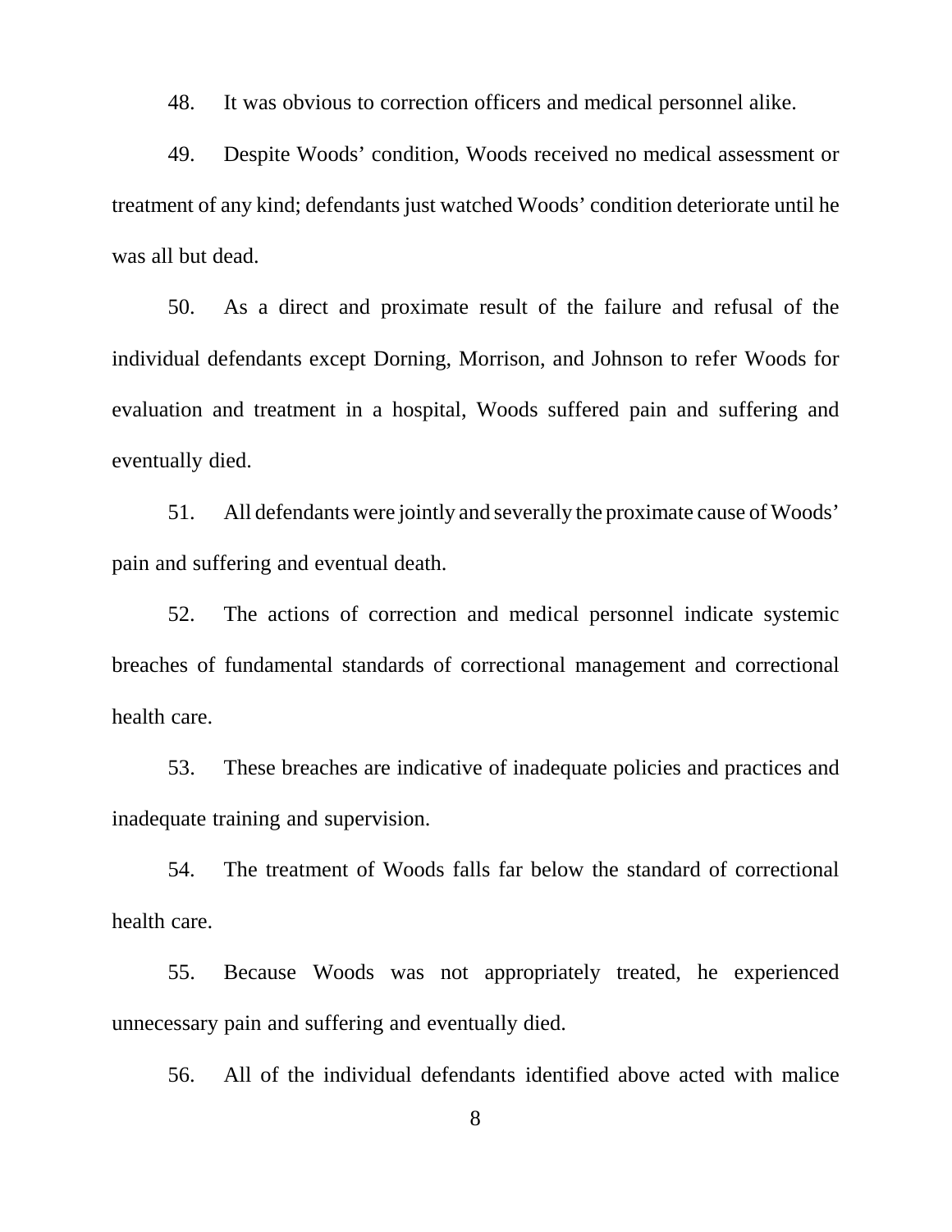48. It was obvious to correction officers and medical personnel alike.

49. Despite Woods' condition, Woods received no medical assessment or treatment of any kind; defendants just watched Woods' condition deteriorate until he was all but dead.

50. As a direct and proximate result of the failure and refusal of the individual defendants except Dorning, Morrison, and Johnson to refer Woods for evaluation and treatment in a hospital, Woods suffered pain and suffering and eventually died.

51. All defendants were jointly and severally the proximate cause of Woods' pain and suffering and eventual death.

52. The actions of correction and medical personnel indicate systemic breaches of fundamental standards of correctional management and correctional health care.

53. These breaches are indicative of inadequate policies and practices and inadequate training and supervision.

54. The treatment of Woods falls far below the standard of correctional health care.

55. Because Woods was not appropriately treated, he experienced unnecessary pain and suffering and eventually died.

56. All of the individual defendants identified above acted with malice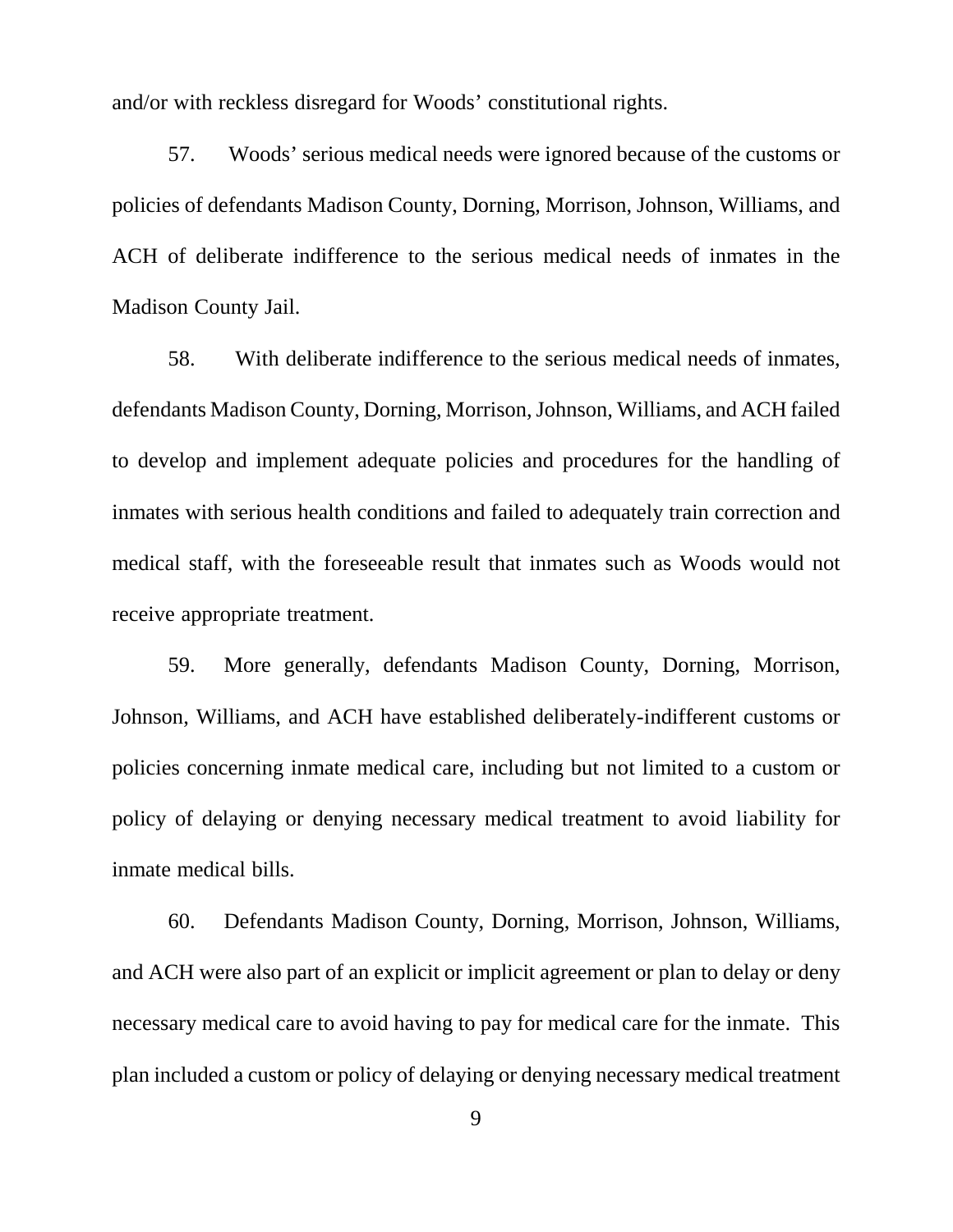and/or with reckless disregard for Woods' constitutional rights.

57. Woods' serious medical needs were ignored because of the customs or policies of defendants Madison County, Dorning, Morrison, Johnson, Williams, and ACH of deliberate indifference to the serious medical needs of inmates in the Madison County Jail.

58. With deliberate indifference to the serious medical needs of inmates, defendants Madison County, Dorning, Morrison, Johnson, Williams, and ACH failed to develop and implement adequate policies and procedures for the handling of inmates with serious health conditions and failed to adequately train correction and medical staff, with the foreseeable result that inmates such as Woods would not receive appropriate treatment.

59. More generally, defendants Madison County, Dorning, Morrison, Johnson, Williams, and ACH have established deliberately-indifferent customs or policies concerning inmate medical care, including but not limited to a custom or policy of delaying or denying necessary medical treatment to avoid liability for inmate medical bills.

60. Defendants Madison County, Dorning, Morrison, Johnson, Williams, and ACH were also part of an explicit or implicit agreement or plan to delay or deny necessary medical care to avoid having to pay for medical care for the inmate. This plan included a custom or policy of delaying or denying necessary medical treatment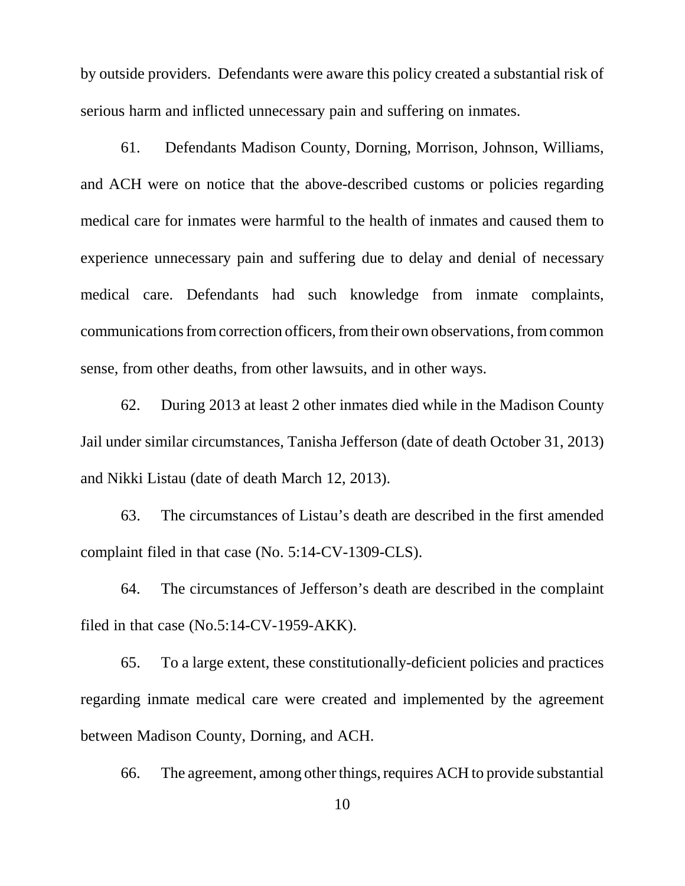by outside providers. Defendants were aware this policy created a substantial risk of serious harm and inflicted unnecessary pain and suffering on inmates.

61. Defendants Madison County, Dorning, Morrison, Johnson, Williams, and ACH were on notice that the above-described customs or policies regarding medical care for inmates were harmful to the health of inmates and caused them to experience unnecessary pain and suffering due to delay and denial of necessary medical care. Defendants had such knowledge from inmate complaints, communications from correction officers, from their own observations, from common sense, from other deaths, from other lawsuits, and in other ways.

62. During 2013 at least 2 other inmates died while in the Madison County Jail under similar circumstances, Tanisha Jefferson (date of death October 31, 2013) and Nikki Listau (date of death March 12, 2013).

63. The circumstances of Listau's death are described in the first amended complaint filed in that case (No. 5:14-CV-1309-CLS).

64. The circumstances of Jefferson's death are described in the complaint filed in that case (No.5:14-CV-1959-AKK).

65. To a large extent, these constitutionally-deficient policies and practices regarding inmate medical care were created and implemented by the agreement between Madison County, Dorning, and ACH.

66. The agreement, among other things, requires ACH to provide substantial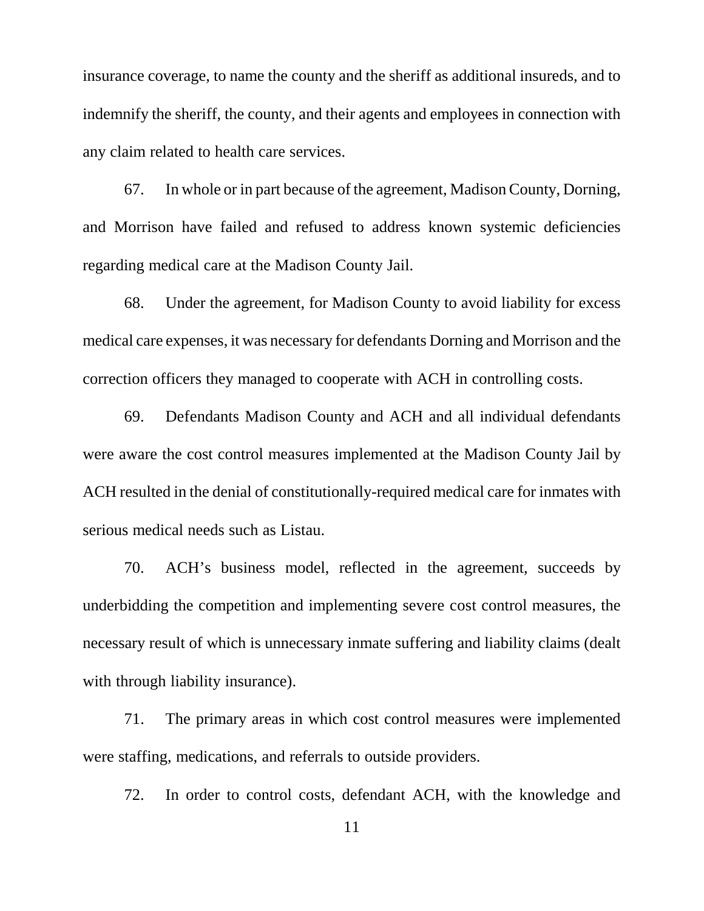insurance coverage, to name the county and the sheriff as additional insureds, and to indemnify the sheriff, the county, and their agents and employees in connection with any claim related to health care services.

67. In whole or in part because of the agreement, Madison County, Dorning, and Morrison have failed and refused to address known systemic deficiencies regarding medical care at the Madison County Jail.

68. Under the agreement, for Madison County to avoid liability for excess medical care expenses, it was necessary for defendants Dorning and Morrison and the correction officers they managed to cooperate with ACH in controlling costs.

69. Defendants Madison County and ACH and all individual defendants were aware the cost control measures implemented at the Madison County Jail by ACH resulted in the denial of constitutionally-required medical care for inmates with serious medical needs such as Listau.

70. ACH's business model, reflected in the agreement, succeeds by underbidding the competition and implementing severe cost control measures, the necessary result of which is unnecessary inmate suffering and liability claims (dealt with through liability insurance).

71. The primary areas in which cost control measures were implemented were staffing, medications, and referrals to outside providers.

72. In order to control costs, defendant ACH, with the knowledge and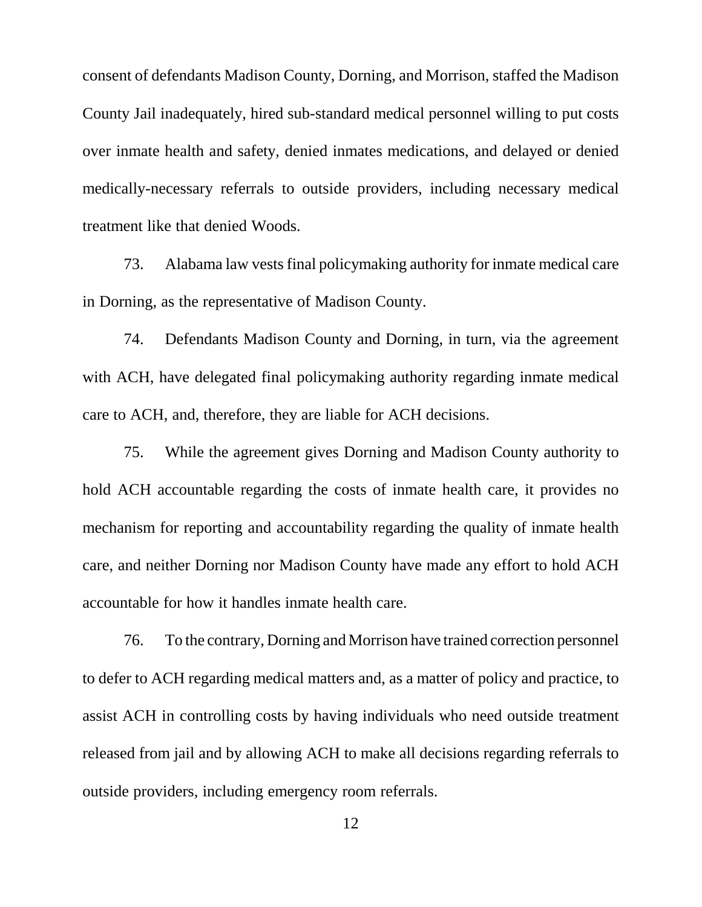consent of defendants Madison County, Dorning, and Morrison, staffed the Madison County Jail inadequately, hired sub-standard medical personnel willing to put costs over inmate health and safety, denied inmates medications, and delayed or denied medically-necessary referrals to outside providers, including necessary medical treatment like that denied Woods.

73. Alabama law vests final policymaking authority for inmate medical care in Dorning, as the representative of Madison County.

74. Defendants Madison County and Dorning, in turn, via the agreement with ACH, have delegated final policymaking authority regarding inmate medical care to ACH, and, therefore, they are liable for ACH decisions.

75. While the agreement gives Dorning and Madison County authority to hold ACH accountable regarding the costs of inmate health care, it provides no mechanism for reporting and accountability regarding the quality of inmate health care, and neither Dorning nor Madison County have made any effort to hold ACH accountable for how it handles inmate health care.

76. To the contrary, Dorning and Morrison have trained correction personnel to defer to ACH regarding medical matters and, as a matter of policy and practice, to assist ACH in controlling costs by having individuals who need outside treatment released from jail and by allowing ACH to make all decisions regarding referrals to outside providers, including emergency room referrals.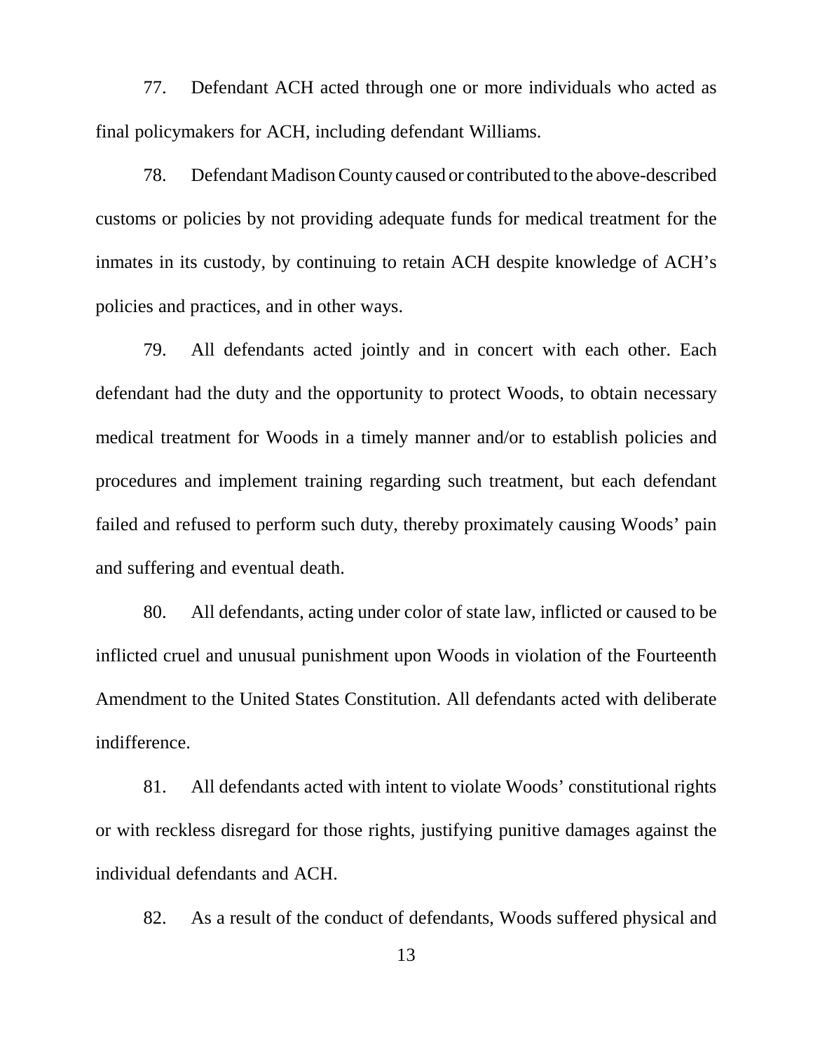77. Defendant ACH acted through one or more individuals who acted as final policymakers for ACH, including defendant Williams.

78. Defendant Madison County caused or contributed to the above-described customs or policies by not providing adequate funds for medical treatment for the inmates in its custody, by continuing to retain ACH despite knowledge of ACH's policies and practices, and in other ways.

79. All defendants acted jointly and in concert with each other. Each defendant had the duty and the opportunity to protect Woods, to obtain necessary medical treatment for Woods in a timely manner and/or to establish policies and procedures and implement training regarding such treatment, but each defendant failed and refused to perform such duty, thereby proximately causing Woods' pain and suffering and eventual death.

80. All defendants, acting under color of state law, inflicted or caused to be inflicted cruel and unusual punishment upon Woods in violation of the Fourteenth Amendment to the United States Constitution. All defendants acted with deliberate indifference.

81. All defendants acted with intent to violate Woods' constitutional rights or with reckless disregard for those rights, justifying punitive damages against the individual defendants and ACH.

82. As a result of the conduct of defendants, Woods suffered physical and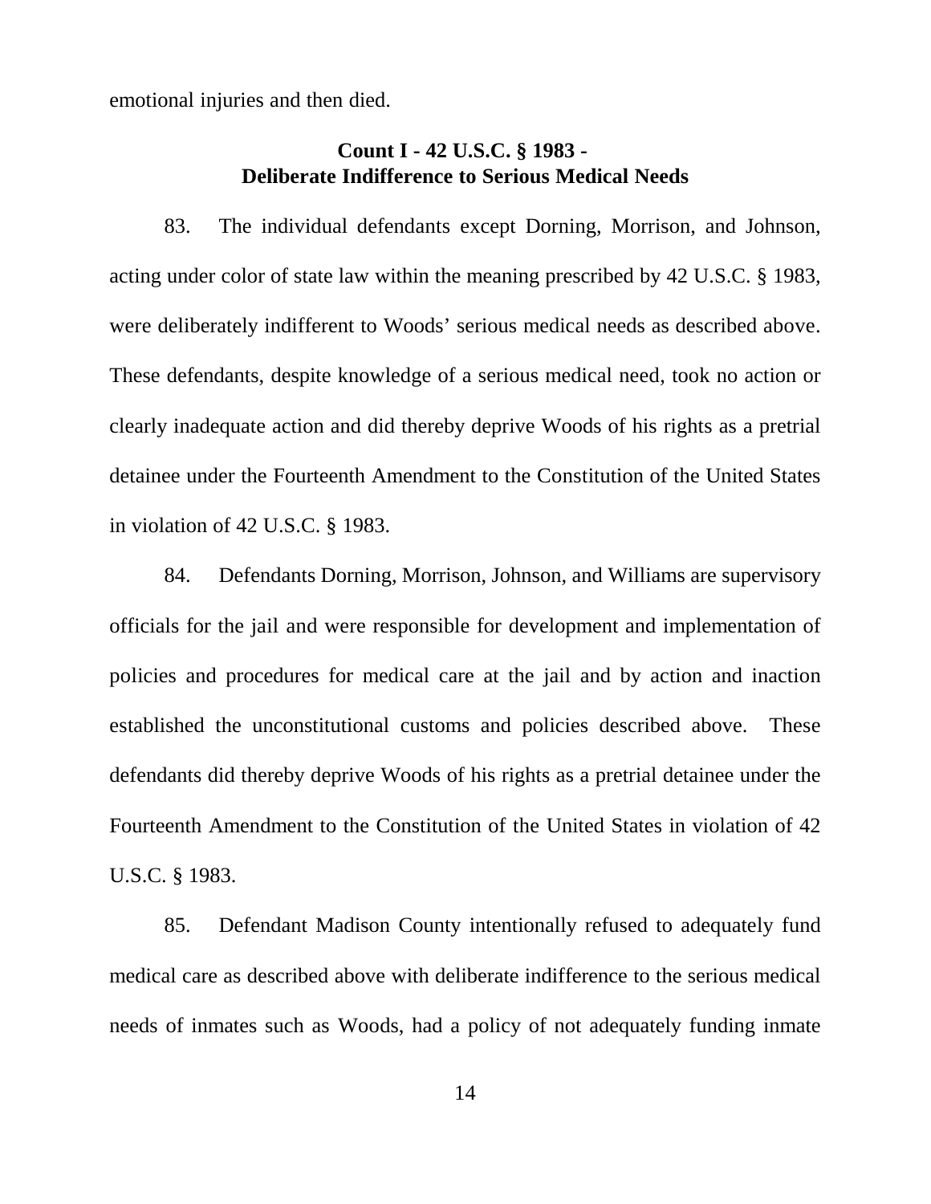emotional injuries and then died.

**Count I - 42 U.S.C. § 1983 -**
**Deliberate Indifference to Serious Medical Needs**

83. The individual defendants except Dorning, Morrison, and Johnson, acting under color of state law within the meaning prescribed by 42 U.S.C. § 1983, were deliberately indifferent to Woods' serious medical needs as described above. These defendants, despite knowledge of a serious medical need, took no action or clearly inadequate action and did thereby deprive Woods of his rights as a pretrial detainee under the Fourteenth Amendment to the Constitution of the United States in violation of 42 U.S.C. § 1983.

84. Defendants Dorning, Morrison, Johnson, and Williams are supervisory officials for the jail and were responsible for development and implementation of policies and procedures for medical care at the jail and by action and inaction established the unconstitutional customs and policies described above. These defendants did thereby deprive Woods of his rights as a pretrial detainee under the Fourteenth Amendment to the Constitution of the United States in violation of 42 U.S.C. § 1983.

85. Defendant Madison County intentionally refused to adequately fund medical care as described above with deliberate indifference to the serious medical needs of inmates such as Woods, had a policy of not adequately funding inmate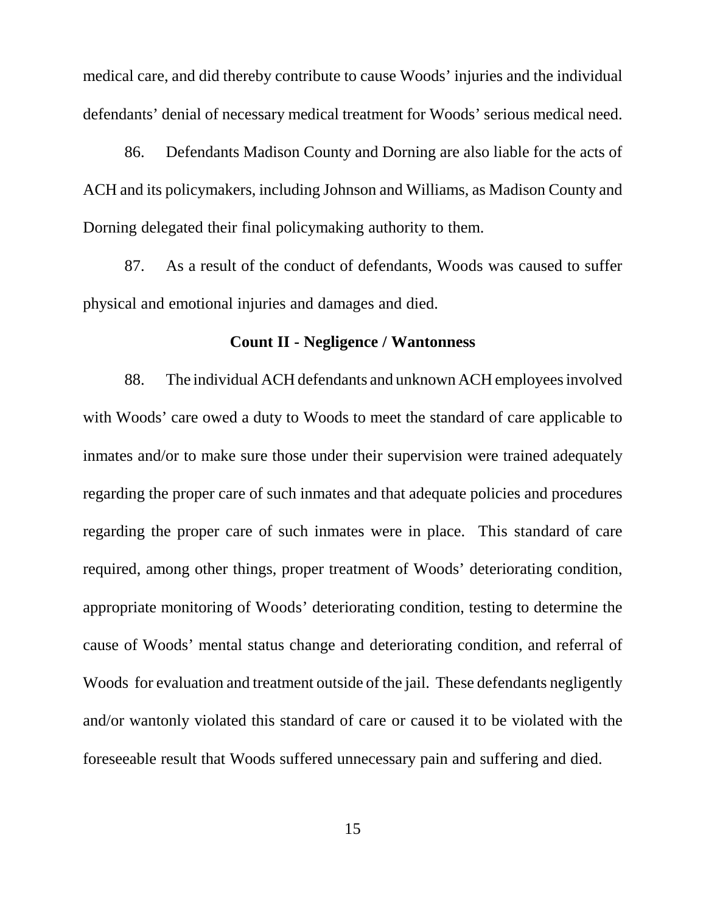medical care, and did thereby contribute to cause Woods' injuries and the individual defendants' denial of necessary medical treatment for Woods' serious medical need.

86. Defendants Madison County and Dorning are also liable for the acts of ACH and its policymakers, including Johnson and Williams, as Madison County and Dorning delegated their final policymaking authority to them.

87. As a result of the conduct of defendants, Woods was caused to suffer physical and emotional injuries and damages and died.

**Count II - Negligence / Wantonness**

88. The individual ACH defendants and unknown ACH employees involved with Woods' care owed a duty to Woods to meet the standard of care applicable to inmates and/or to make sure those under their supervision were trained adequately regarding the proper care of such inmates and that adequate policies and procedures regarding the proper care of such inmates were in place. This standard of care required, among other things, proper treatment of Woods' deteriorating condition, appropriate monitoring of Woods' deteriorating condition, testing to determine the cause of Woods' mental status change and deteriorating condition, and referral of Woods for evaluation and treatment outside of the jail. These defendants negligently and/or wantonly violated this standard of care or caused it to be violated with the foreseeable result that Woods suffered unnecessary pain and suffering and died.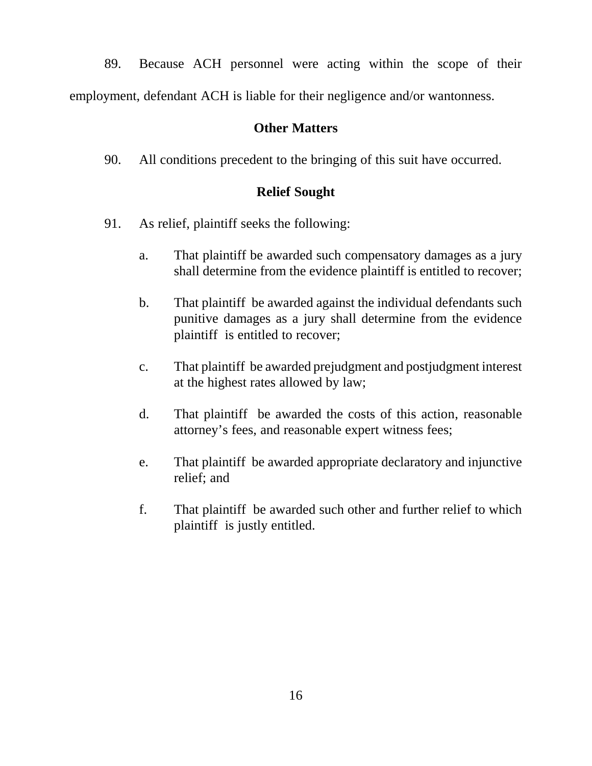89. Because ACH personnel were acting within the scope of their employment, defendant ACH is liable for their negligence and/or wantonness.

**Other Matters**

90. All conditions precedent to the bringing of this suit have occurred.

**Relief Sought**

91. As relief, plaintiff seeks the following:

a. That plaintiff be awarded such compensatory damages as a jury shall determine from the evidence plaintiff is entitled to recover;

b. That plaintiff be awarded against the individual defendants such punitive damages as a jury shall determine from the evidence plaintiff is entitled to recover;

c. That plaintiff be awarded prejudgment and postjudgment interest at the highest rates allowed by law;

d. That plaintiff be awarded the costs of this action, reasonable attorney's fees, and reasonable expert witness fees;

e. That plaintiff be awarded appropriate declaratory and injunctive relief; and

f. That plaintiff be awarded such other and further relief to which plaintiff is justly entitled.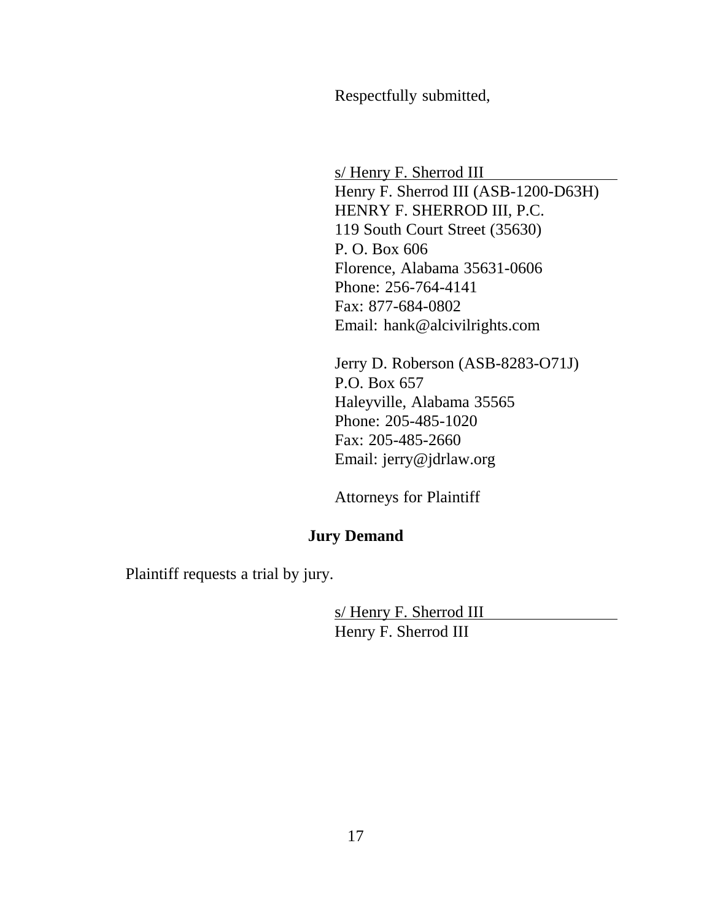Respectfully submitted,

s/ Henry F. Sherrod III
Henry F. Sherrod III (ASB-1200-D63H)
HENRY F. SHERROD III, P.C.
119 South Court Street (35630)
P. O. Box 606
Florence, Alabama 35631-0606
Phone: 256-764-4141
Fax: 877-684-0802
Email: hank@alcivilrights.com

Jerry D. Roberson (ASB-8283-O71J)
P.O. Box 657
Haleyville, Alabama 35565
Phone: 205-485-1020
Fax: 205-485-2660
Email: jerry@jdrlaw.org

Attorneys for Plaintiff

**Jury Demand**

Plaintiff requests a trial by jury.

s/ Henry F. Sherrod III
Henry F. Sherrod III